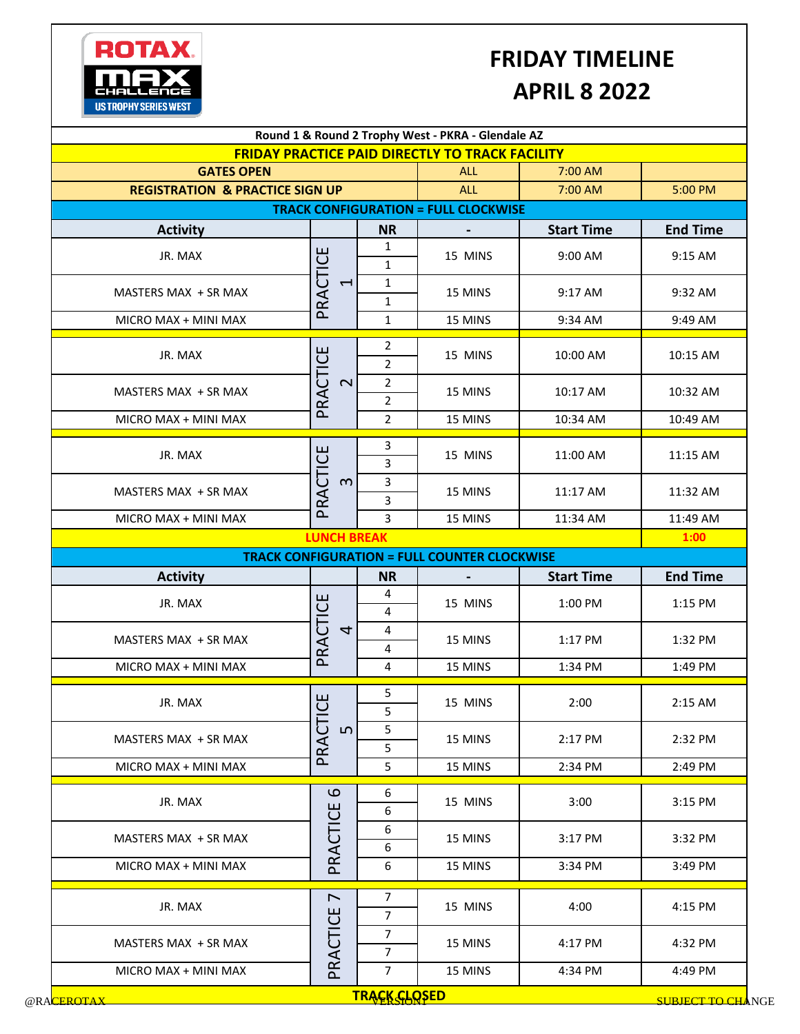# FRIDAY TIMELINE
# APRIL 8 2022

**Round 1 & Round 2 Trophy West - PKRA - Glendale AZ**

**FRIDAY PRACTICE PAID DIRECTLY TO TRACK FACILITY**

| | | | | |
|---|---|---|---|---|
| **GATES OPEN** | | ALL | 7:00 AM | |
| **REGISTRATION & PRACTICE SIGN UP** | | ALL | 7:00 AM | 5:00 PM |

**TRACK CONFIGURATION = FULL CLOCKWISE**

| Activity | | NR | - | Start Time | End Time |
|---|---|---|---|---|---|
| JR. MAX | PRACTICE 1 | 1 / 1 | 15 MINS | 9:00 AM | 9:15 AM |
| MASTERS MAX + SR MAX | PRACTICE 1 | 1 / 1 | 15 MINS | 9:17 AM | 9:32 AM |
| MICRO MAX + MINI MAX | PRACTICE 1 | 1 | 15 MINS | 9:34 AM | 9:49 AM |
| JR. MAX | PRACTICE 2 | 2 / 2 | 15 MINS | 10:00 AM | 10:15 AM |
| MASTERS MAX + SR MAX | PRACTICE 2 | 2 / 2 | 15 MINS | 10:17 AM | 10:32 AM |
| MICRO MAX + MINI MAX | PRACTICE 2 | 2 | 15 MINS | 10:34 AM | 10:49 AM |
| JR. MAX | PRACTICE 3 | 3 / 3 | 15 MINS | 11:00 AM | 11:15 AM |
| MASTERS MAX + SR MAX | PRACTICE 3 | 3 / 3 | 15 MINS | 11:17 AM | 11:32 AM |
| MICRO MAX + MINI MAX | PRACTICE 3 | 3 | 15 MINS | 11:34 AM | 11:49 AM |
| **LUNCH BREAK** | | | | | **1:00** |

**TRACK CONFIGURATION = FULL COUNTER CLOCKWISE**

| Activity | | NR | - | Start Time | End Time |
|---|---|---|---|---|---|
| JR. MAX | PRACTICE 4 | 4 / 4 | 15 MINS | 1:00 PM | 1:15 PM |
| MASTERS MAX + SR MAX | PRACTICE 4 | 4 / 4 | 15 MINS | 1:17 PM | 1:32 PM |
| MICRO MAX + MINI MAX | PRACTICE 4 | 4 | 15 MINS | 1:34 PM | 1:49 PM |
| JR. MAX | PRACTICE 5 | 5 / 5 | 15 MINS | 2:00 | 2:15 AM |
| MASTERS MAX + SR MAX | PRACTICE 5 | 5 / 5 | 15 MINS | 2:17 PM | 2:32 PM |
| MICRO MAX + MINI MAX | PRACTICE 5 | 5 | 15 MINS | 2:34 PM | 2:49 PM |
| JR. MAX | PRACTICE 6 | 6 / 6 | 15 MINS | 3:00 | 3:15 PM |
| MASTERS MAX + SR MAX | PRACTICE 6 | 6 / 6 | 15 MINS | 3:17 PM | 3:32 PM |
| MICRO MAX + MINI MAX | PRACTICE 6 | 6 | 15 MINS | 3:34 PM | 3:49 PM |
| JR. MAX | PRACTICE 7 | 7 / 7 | 15 MINS | 4:00 | 4:15 PM |
| MASTERS MAX + SR MAX | PRACTICE 7 | 7 / 7 | 15 MINS | 4:17 PM | 4:32 PM |
| MICRO MAX + MINI MAX | PRACTICE 7 | 7 | 15 MINS | 4:34 PM | 4:49 PM |

**TRACK CLOSED**

@RACEROTAX — VERSION1 — SUBJECT TO CHANGE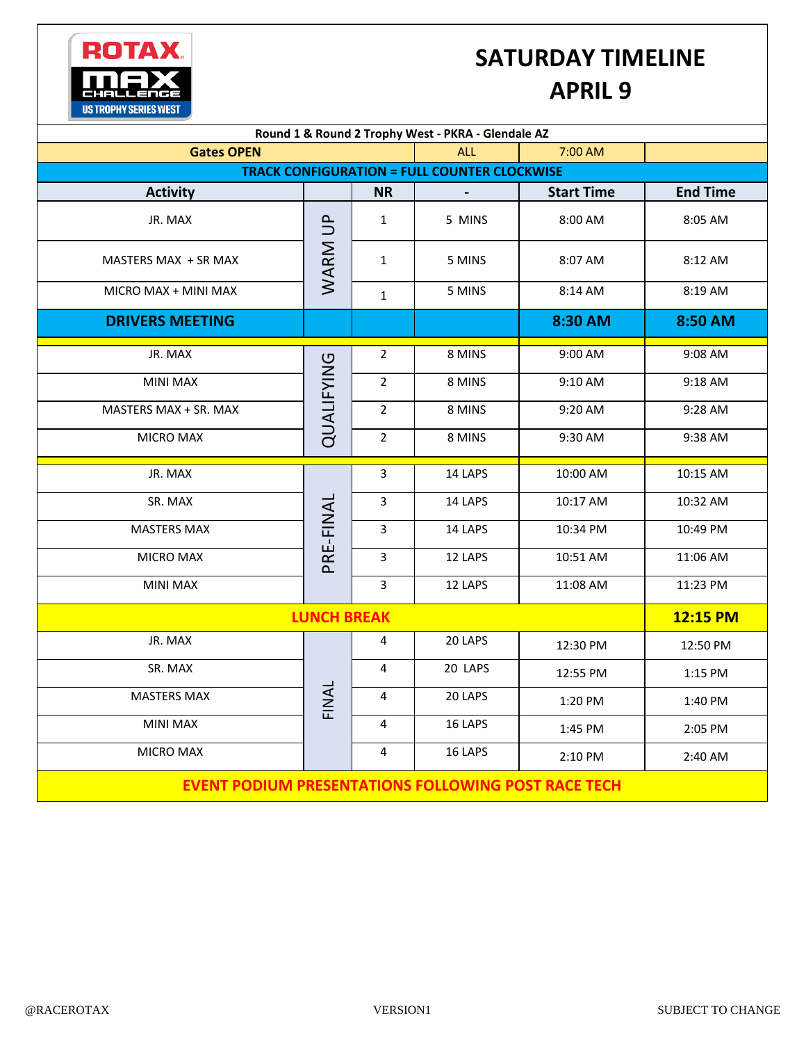# SATURDAY TIMELINE
# APRIL 9

| Round 1 & Round 2 Trophy West - PKRA - Glendale AZ | | | | | |
|---|---|---|---|---|---|
| **Gates OPEN** | | | ALL | 7:00 AM | |
| **TRACK CONFIGURATION = FULL COUNTER CLOCKWISE** | | | | | |
| **Activity** | | **NR** | **-** | **Start Time** | **End Time** |
| JR. MAX | WARM UP | 1 | 5 MINS | 8:00 AM | 8:05 AM |
| MASTERS MAX + SR MAX | WARM UP | 1 | 5 MINS | 8:07 AM | 8:12 AM |
| MICRO MAX + MINI MAX | WARM UP | 1 | 5 MINS | 8:14 AM | 8:19 AM |
| **DRIVERS MEETING** | | | | **8:30 AM** | **8:50 AM** |
| JR. MAX | QUALIFYING | 2 | 8 MINS | 9:00 AM | 9:08 AM |
| MINI MAX | QUALIFYING | 2 | 8 MINS | 9:10 AM | 9:18 AM |
| MASTERS MAX + SR. MAX | QUALIFYING | 2 | 8 MINS | 9:20 AM | 9:28 AM |
| MICRO MAX | QUALIFYING | 2 | 8 MINS | 9:30 AM | 9:38 AM |
| JR. MAX | PRE-FINAL | 3 | 14 LAPS | 10:00 AM | 10:15 AM |
| SR. MAX | PRE-FINAL | 3 | 14 LAPS | 10:17 AM | 10:32 AM |
| MASTERS MAX | PRE-FINAL | 3 | 14 LAPS | 10:34 PM | 10:49 PM |
| MICRO MAX | PRE-FINAL | 3 | 12 LAPS | 10:51 AM | 11:06 AM |
| MINI MAX | PRE-FINAL | 3 | 12 LAPS | 11:08 AM | 11:23 PM |
| **LUNCH BREAK** | | | | | **12:15 PM** |
| JR. MAX | FINAL | 4 | 20 LAPS | 12:30 PM | 12:50 PM |
| SR. MAX | FINAL | 4 | 20 LAPS | 12:55 PM | 1:15 PM |
| MASTERS MAX | FINAL | 4 | 20 LAPS | 1:20 PM | 1:40 PM |
| MINI MAX | FINAL | 4 | 16 LAPS | 1:45 PM | 2:05 PM |
| MICRO MAX | FINAL | 4 | 16 LAPS | 2:10 PM | 2:40 AM |
| **EVENT PODIUM PRESENTATIONS FOLLOWING POST RACE TECH** | | | | | |

@RACEROTAX VERSION1 SUBJECT TO CHANGE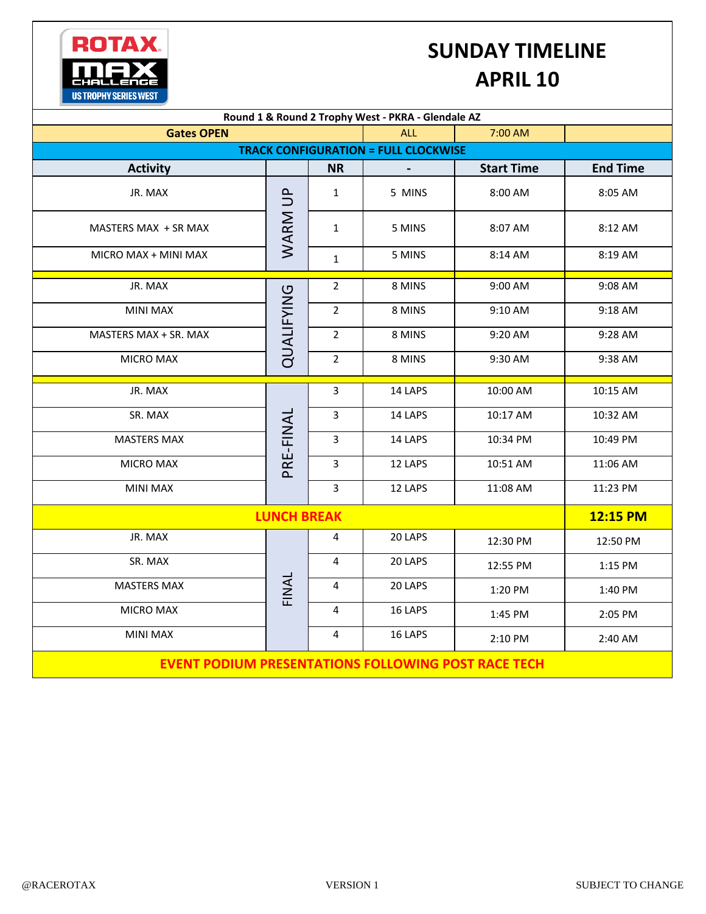# SUNDAY TIMELINE APRIL 10

**Round 1 & Round 2 Trophy West - PKRA - Glendale AZ**

| Activity | | NR | - | Start Time | End Time |
|---|---|---|---|---|---|
| **Gates OPEN** | | | ALL | 7:00 AM | |
| **TRACK CONFIGURATION = FULL CLOCKWISE** | | | | | |
| JR. MAX | WARM UP | 1 | 5 MINS | 8:00 AM | 8:05 AM |
| MASTERS MAX + SR MAX | WARM UP | 1 | 5 MINS | 8:07 AM | 8:12 AM |
| MICRO MAX + MINI MAX | WARM UP | 1 | 5 MINS | 8:14 AM | 8:19 AM |
| JR. MAX | QUALIFYING | 2 | 8 MINS | 9:00 AM | 9:08 AM |
| MINI MAX | QUALIFYING | 2 | 8 MINS | 9:10 AM | 9:18 AM |
| MASTERS MAX + SR. MAX | QUALIFYING | 2 | 8 MINS | 9:20 AM | 9:28 AM |
| MICRO MAX | QUALIFYING | 2 | 8 MINS | 9:30 AM | 9:38 AM |
| JR. MAX | PRE-FINAL | 3 | 14 LAPS | 10:00 AM | 10:15 AM |
| SR. MAX | PRE-FINAL | 3 | 14 LAPS | 10:17 AM | 10:32 AM |
| MASTERS MAX | PRE-FINAL | 3 | 14 LAPS | 10:34 PM | 10:49 PM |
| MICRO MAX | PRE-FINAL | 3 | 12 LAPS | 10:51 AM | 11:06 AM |
| MINI MAX | PRE-FINAL | 3 | 12 LAPS | 11:08 AM | 11:23 PM |
| **LUNCH BREAK** | | | | | **12:15 PM** |
| JR. MAX | FINAL | 4 | 20 LAPS | 12:30 PM | 12:50 PM |
| SR. MAX | FINAL | 4 | 20 LAPS | 12:55 PM | 1:15 PM |
| MASTERS MAX | FINAL | 4 | 20 LAPS | 1:20 PM | 1:40 PM |
| MICRO MAX | FINAL | 4 | 16 LAPS | 1:45 PM | 2:05 PM |
| MINI MAX | FINAL | 4 | 16 LAPS | 2:10 PM | 2:40 AM |

**EVENT PODIUM PRESENTATIONS FOLLOWING POST RACE TECH**

@RACEROTAX VERSION 1 SUBJECT TO CHANGE